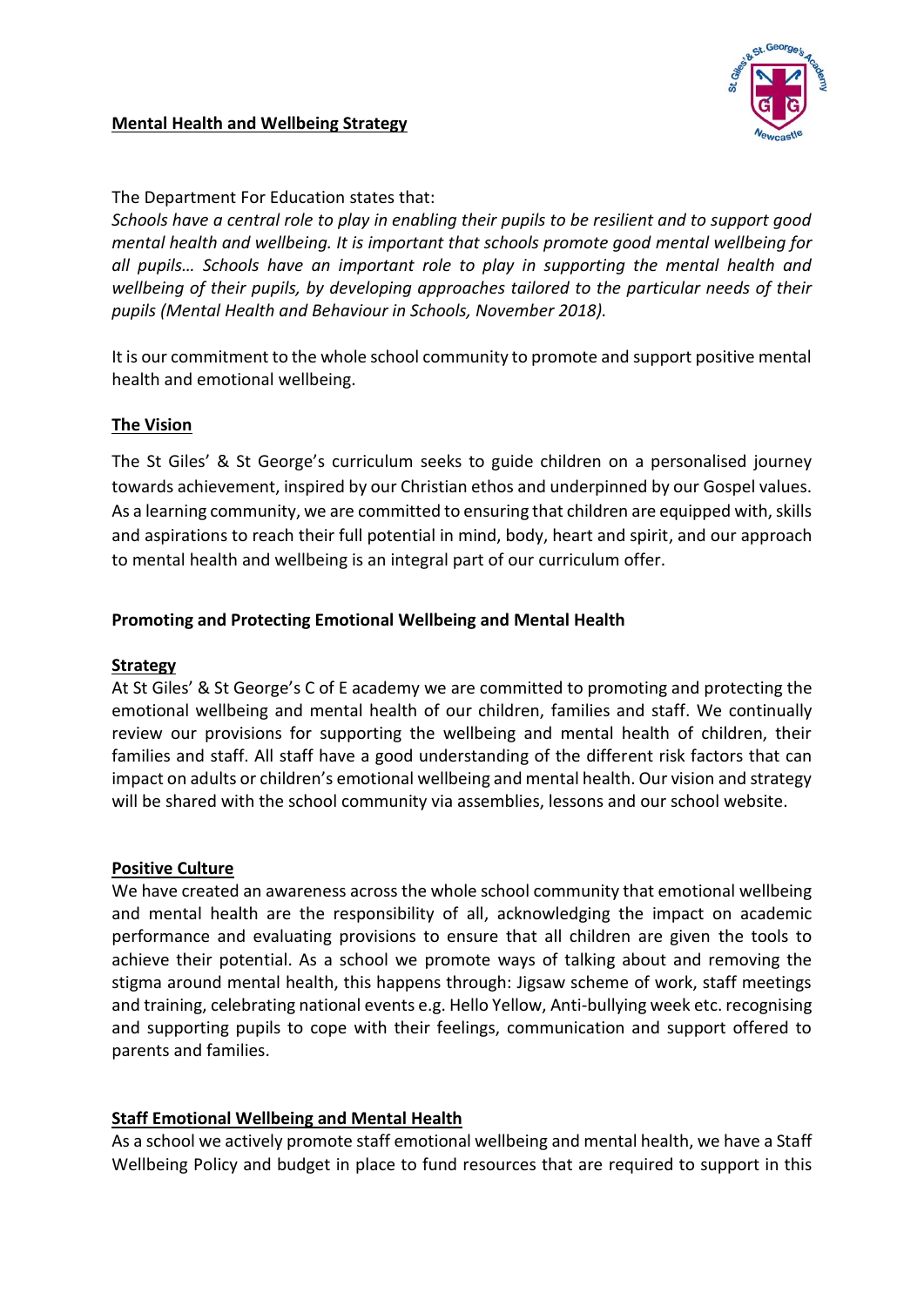# Mental Health and Wellbeing Strategy

The Department For Education states that:

*Schools have a central role to play in enabling their pupils to be resilient and to support good mental health and wellbeing. It is important that schools promote good mental wellbeing for all pupils… Schools have an important role to play in supporting the mental health and wellbeing of their pupils, by developing approaches tailored to the particular needs of their pupils (Mental Health and Behaviour in Schools, November 2018).*

It is our commitment to the whole school community to promote and support positive mental health and emotional wellbeing.

## The Vision

The St Giles' & St George's curriculum seeks to guide children on a personalised journey towards achievement, inspired by our Christian ethos and underpinned by our Gospel values. As a learning community, we are committed to ensuring that children are equipped with, skills and aspirations to reach their full potential in mind, body, heart and spirit, and our approach to mental health and wellbeing is an integral part of our curriculum offer.

## Promoting and Protecting Emotional Wellbeing and Mental Health

### Strategy

At St Giles' & St George's C of E academy we are committed to promoting and protecting the emotional wellbeing and mental health of our children, families and staff. We continually review our provisions for supporting the wellbeing and mental health of children, their families and staff. All staff have a good understanding of the different risk factors that can impact on adults or children's emotional wellbeing and mental health. Our vision and strategy will be shared with the school community via assemblies, lessons and our school website.

### Positive Culture

We have created an awareness across the whole school community that emotional wellbeing and mental health are the responsibility of all, acknowledging the impact on academic performance and evaluating provisions to ensure that all children are given the tools to achieve their potential. As a school we promote ways of talking about and removing the stigma around mental health, this happens through: Jigsaw scheme of work, staff meetings and training, celebrating national events e.g. Hello Yellow, Anti-bullying week etc. recognising and supporting pupils to cope with their feelings, communication and support offered to parents and families.

### Staff Emotional Wellbeing and Mental Health

As a school we actively promote staff emotional wellbeing and mental health, we have a Staff Wellbeing Policy and budget in place to fund resources that are required to support in this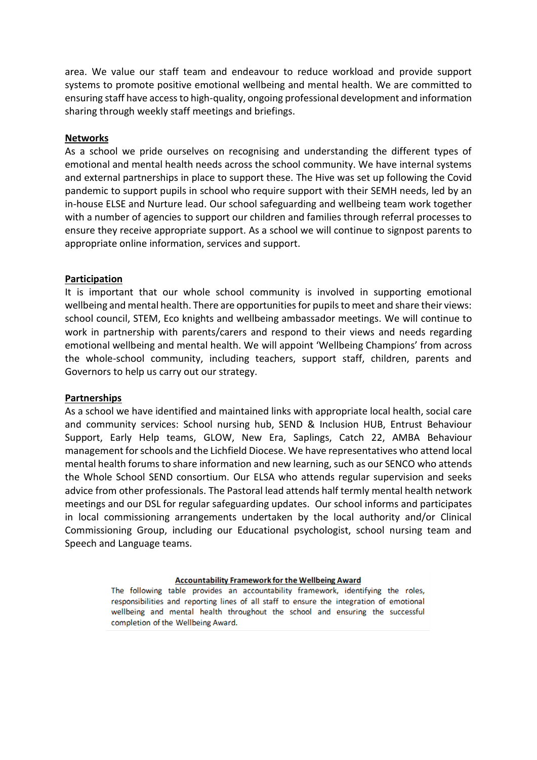area. We value our staff team and endeavour to reduce workload and provide support systems to promote positive emotional wellbeing and mental health. We are committed to ensuring staff have access to high-quality, ongoing professional development and information sharing through weekly staff meetings and briefings.

**Networks**

As a school we pride ourselves on recognising and understanding the different types of emotional and mental health needs across the school community. We have internal systems and external partnerships in place to support these. The Hive was set up following the Covid pandemic to support pupils in school who require support with their SEMH needs, led by an in-house ELSE and Nurture lead. Our school safeguarding and wellbeing team work together with a number of agencies to support our children and families through referral processes to ensure they receive appropriate support. As a school we will continue to signpost parents to appropriate online information, services and support.

**Participation**

It is important that our whole school community is involved in supporting emotional wellbeing and mental health. There are opportunities for pupils to meet and share their views: school council, STEM, Eco knights and wellbeing ambassador meetings. We will continue to work in partnership with parents/carers and respond to their views and needs regarding emotional wellbeing and mental health. We will appoint 'Wellbeing Champions' from across the whole-school community, including teachers, support staff, children, parents and Governors to help us carry out our strategy.

**Partnerships**

As a school we have identified and maintained links with appropriate local health, social care and community services: School nursing hub, SEND & Inclusion HUB, Entrust Behaviour Support, Early Help teams, GLOW, New Era, Saplings, Catch 22, AMBA Behaviour management for schools and the Lichfield Diocese. We have representatives who attend local mental health forums to share information and new learning, such as our SENCO who attends the Whole School SEND consortium. Our ELSA who attends regular supervision and seeks advice from other professionals. The Pastoral lead attends half termly mental health network meetings and our DSL for regular safeguarding updates. Our school informs and participates in local commissioning arrangements undertaken by the local authority and/or Clinical Commissioning Group, including our Educational psychologist, school nursing team and Speech and Language teams.

**Accountability Framework for the Wellbeing Award**

The following table provides an accountability framework, identifying the roles, responsibilities and reporting lines of all staff to ensure the integration of emotional wellbeing and mental health throughout the school and ensuring the successful completion of the Wellbeing Award.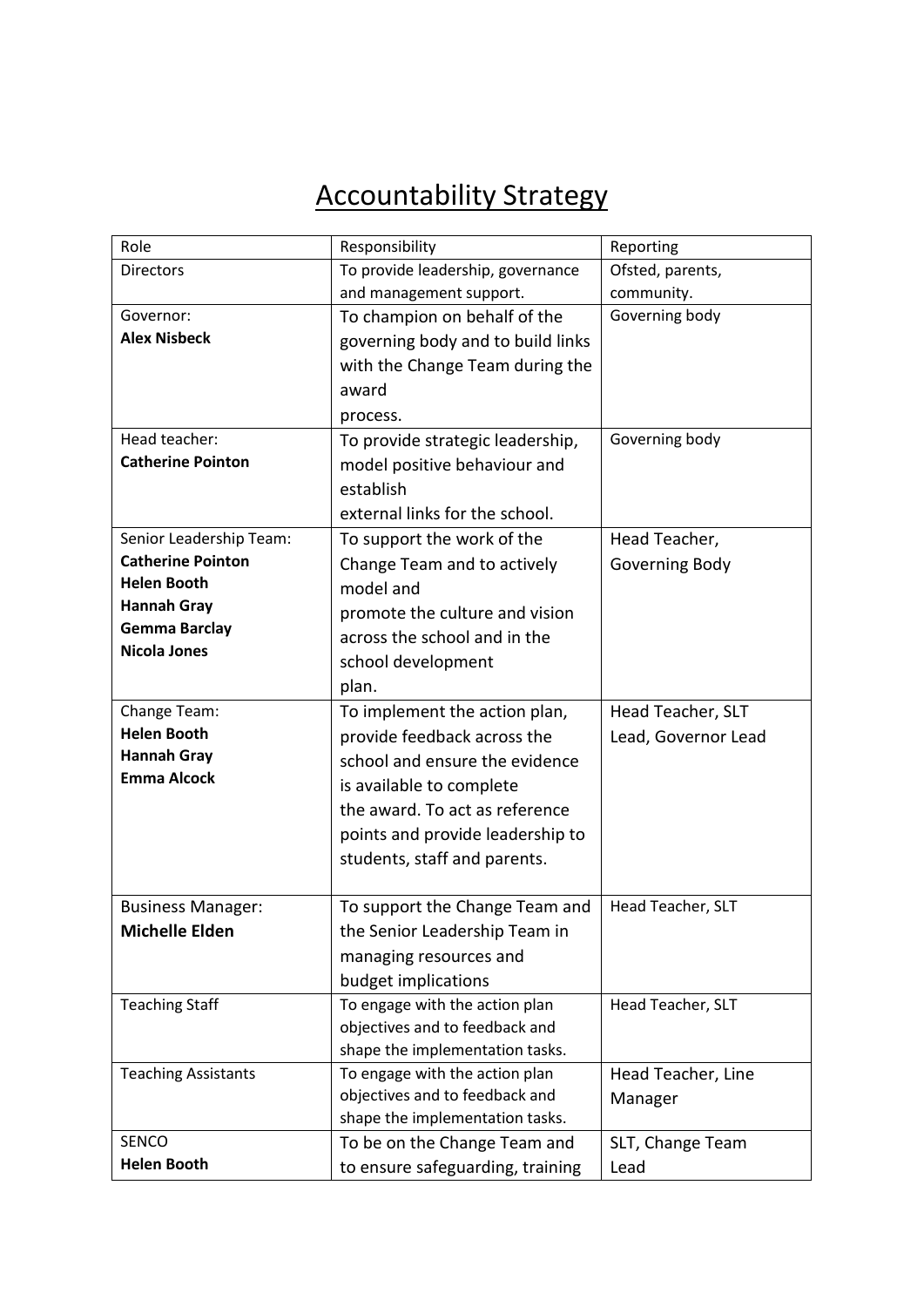# Accountability Strategy

| Role | Responsibility | Reporting |
|---|---|---|
| Directors | To provide leadership, governance and management support. | Ofsted, parents, community. |
| Governor: **Alex Nisbeck** | To champion on behalf of the governing body and to build links with the Change Team during the award process. | Governing body |
| Head teacher: **Catherine Pointon** | To provide strategic leadership, model positive behaviour and establish external links for the school. | Governing body |
| Senior Leadership Team: **Catherine Pointon** **Helen Booth** **Hannah Gray** **Gemma Barclay** **Nicola Jones** | To support the work of the Change Team and to actively model and promote the culture and vision across the school and in the school development plan. | Head Teacher, Governing Body |
| Change Team: **Helen Booth** **Hannah Gray** **Emma Alcock** | To implement the action plan, provide feedback across the school and ensure the evidence is available to complete the award. To act as reference points and provide leadership to students, staff and parents. | Head Teacher, SLT Lead, Governor Lead |
| Business Manager: **Michelle Elden** | To support the Change Team and the Senior Leadership Team in managing resources and budget implications | Head Teacher, SLT |
| Teaching Staff | To engage with the action plan objectives and to feedback and shape the implementation tasks. | Head Teacher, SLT |
| Teaching Assistants | To engage with the action plan objectives and to feedback and shape the implementation tasks. | Head Teacher, Line Manager |
| SENCO **Helen Booth** | To be on the Change Team and to ensure safeguarding, training | SLT, Change Team Lead |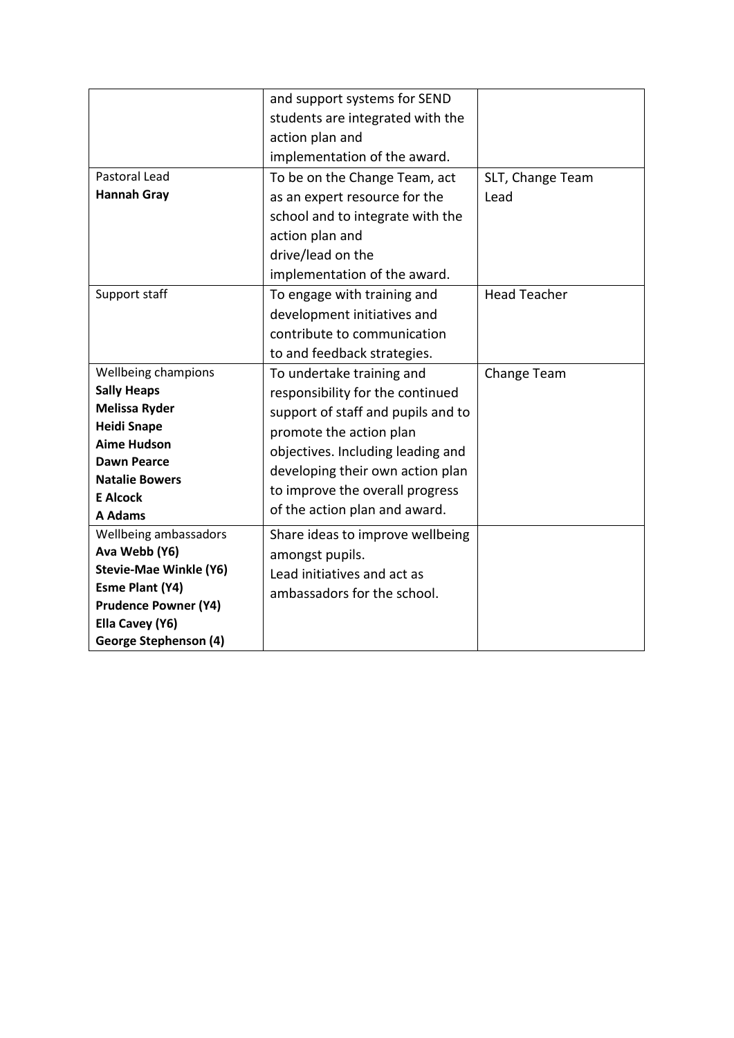| | | |
|---|---|---|
| | and support systems for SEND students are integrated with the action plan and implementation of the award. | |
| Pastoral Lead<br>**Hannah Gray** | To be on the Change Team, act as an expert resource for the school and to integrate with the action plan and drive/lead on the implementation of the award. | SLT, Change Team Lead |
| Support staff | To engage with training and development initiatives and contribute to communication to and feedback strategies. | Head Teacher |
| Wellbeing champions<br>**Sally Heaps**<br>**Melissa Ryder**<br>**Heidi Snape**<br>**Aime Hudson**<br>**Dawn Pearce**<br>**Natalie Bowers**<br>**E Alcock**<br>**A Adams** | To undertake training and responsibility for the continued support of staff and pupils and to promote the action plan objectives. Including leading and developing their own action plan to improve the overall progress of the action plan and award. | Change Team |
| Wellbeing ambassadors<br>**Ava Webb (Y6)**<br>**Stevie-Mae Winkle (Y6)**<br>**Esme Plant (Y4)**<br>**Prudence Powner (Y4)**<br>**Ella Cavey (Y6)**<br>**George Stephenson (4)** | Share ideas to improve wellbeing amongst pupils.<br>Lead initiatives and act as ambassadors for the school. | |